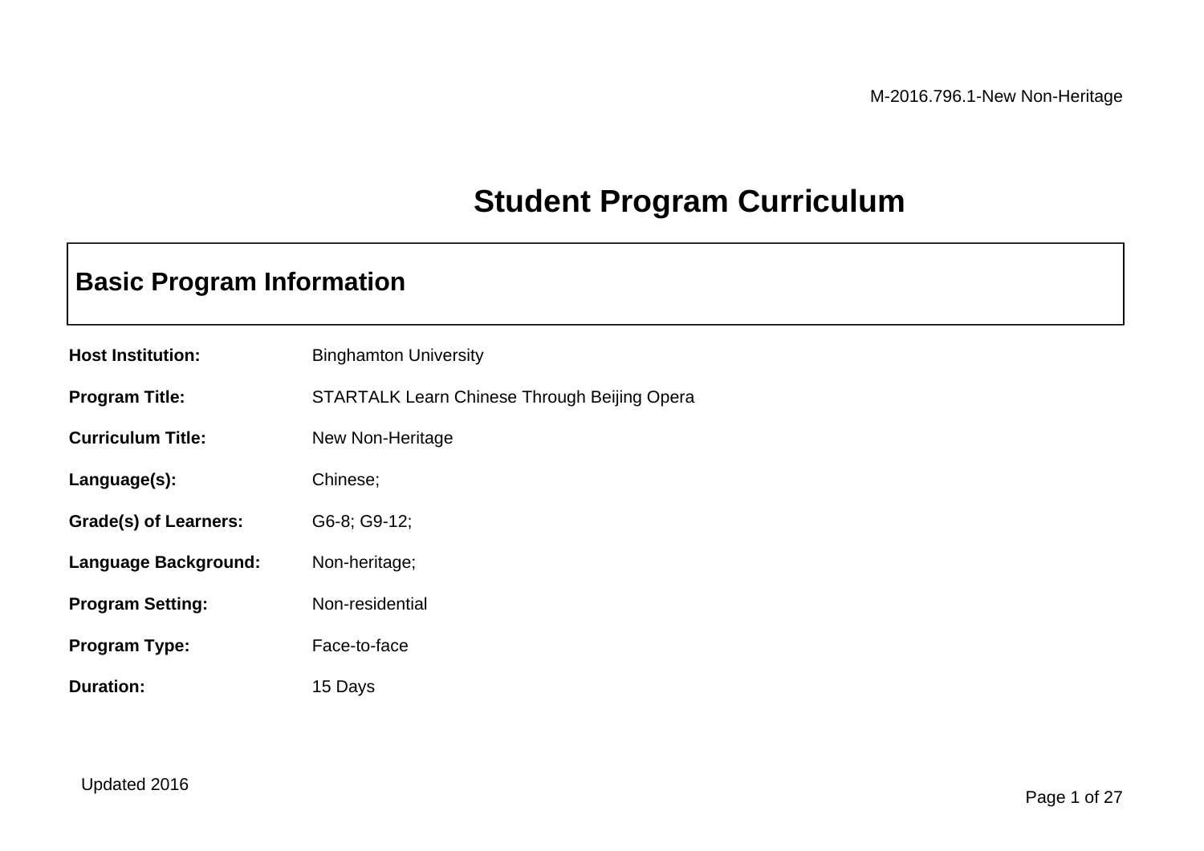M-2016.796.1-New Non-Heritage

# Student Program Curriculum

## Basic Program Information

**Host Institution:** Binghamton University

**Program Title:** STARTALK Learn Chinese Through Beijing Opera

**Curriculum Title:** New Non-Heritage

**Language(s):** Chinese;

**Grade(s) of Learners:** G6-8; G9-12;

**Language Background:** Non-heritage;

**Program Setting:** Non-residential

**Program Type:** Face-to-face

**Duration:** 15 Days

Updated 2016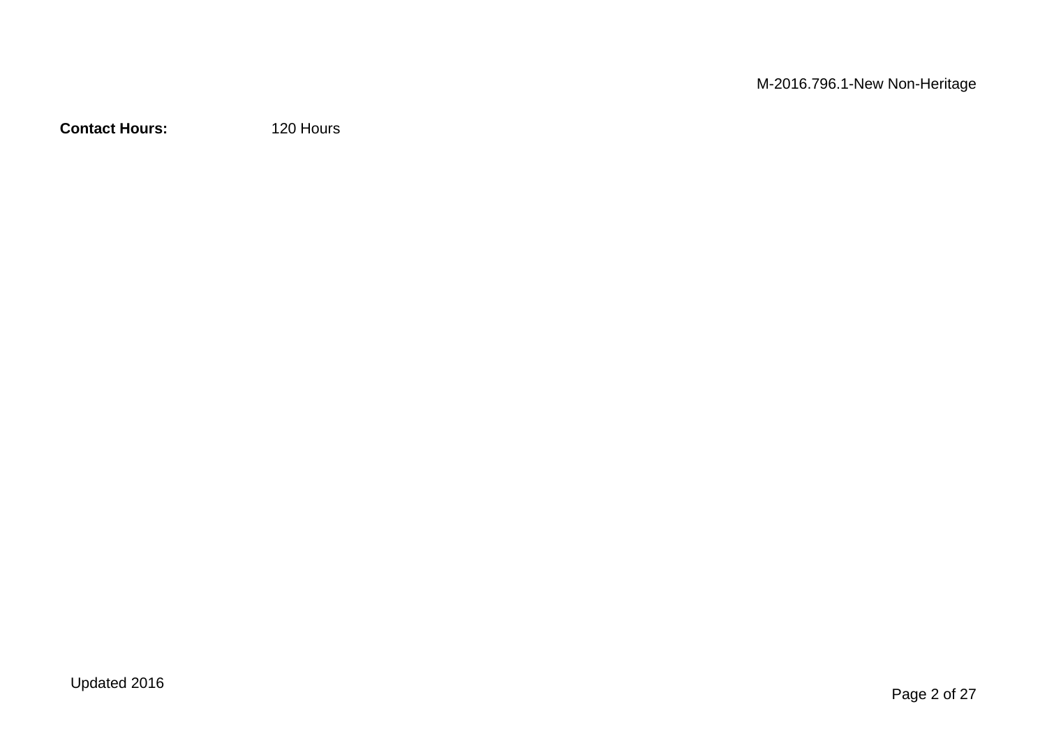**Contact Hours:** 120 Hours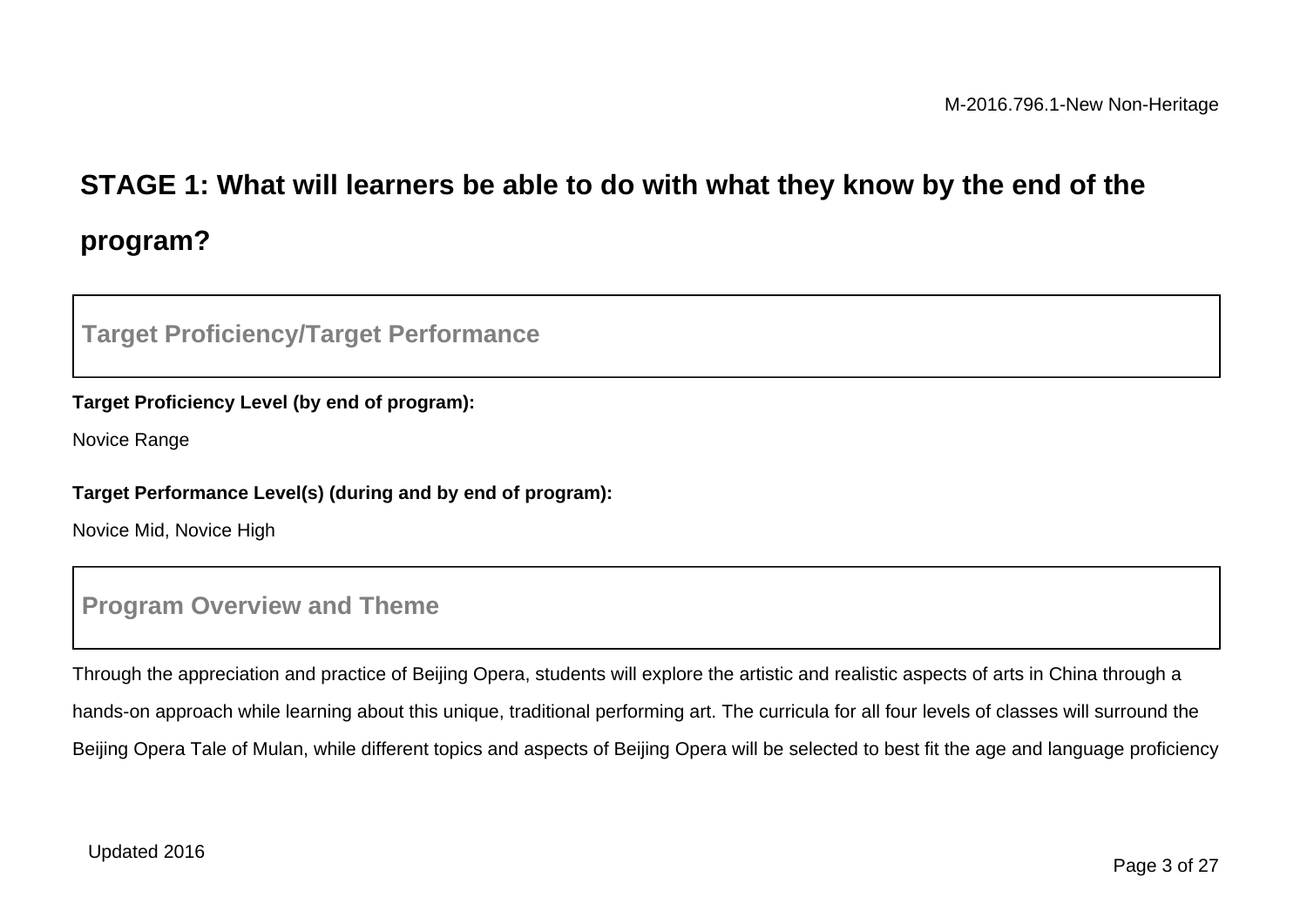## STAGE 1: What will learners be able to do with what they know by the end of the program?

### Target Proficiency/Target Performance

**Target Proficiency Level (by end of program):**

Novice Range

**Target Performance Level(s) (during and by end of program):**

Novice Mid, Novice High

### Program Overview and Theme

Through the appreciation and practice of Beijing Opera, students will explore the artistic and realistic aspects of arts in China through a hands-on approach while learning about this unique, traditional performing art. The curricula for all four levels of classes will surround the Beijing Opera Tale of Mulan, while different topics and aspects of Beijing Opera will be selected to best fit the age and language proficiency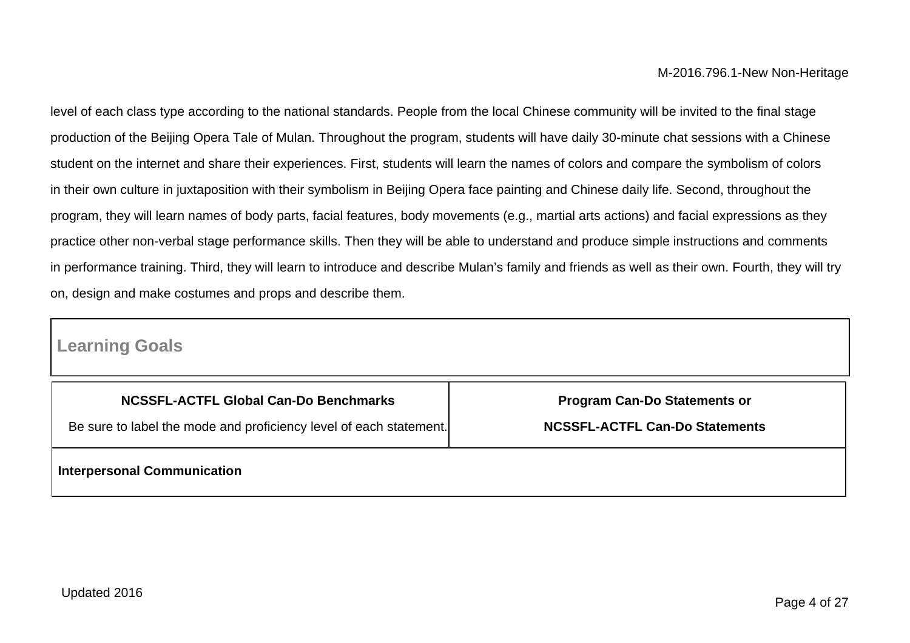level of each class type according to the national standards. People from the local Chinese community will be invited to the final stage production of the Beijing Opera Tale of Mulan. Throughout the program, students will have daily 30-minute chat sessions with a Chinese student on the internet and share their experiences. First, students will learn the names of colors and compare the symbolism of colors in their own culture in juxtaposition with their symbolism in Beijing Opera face painting and Chinese daily life. Second, throughout the program, they will learn names of body parts, facial features, body movements (e.g., martial arts actions) and facial expressions as they practice other non-verbal stage performance skills. Then they will be able to understand and produce simple instructions and comments in performance training. Third, they will learn to introduce and describe Mulan's family and friends as well as their own. Fourth, they will try on, design and make costumes and props and describe them.

## Learning Goals

| **NCSSFL-ACTFL Global Can-Do Benchmarks**<br>Be sure to label the mode and proficiency level of each statement. | **Program Can-Do Statements or**<br>**NCSSFL-ACTFL Can-Do Statements** |
| --- | --- |
| **Interpersonal Communication** | |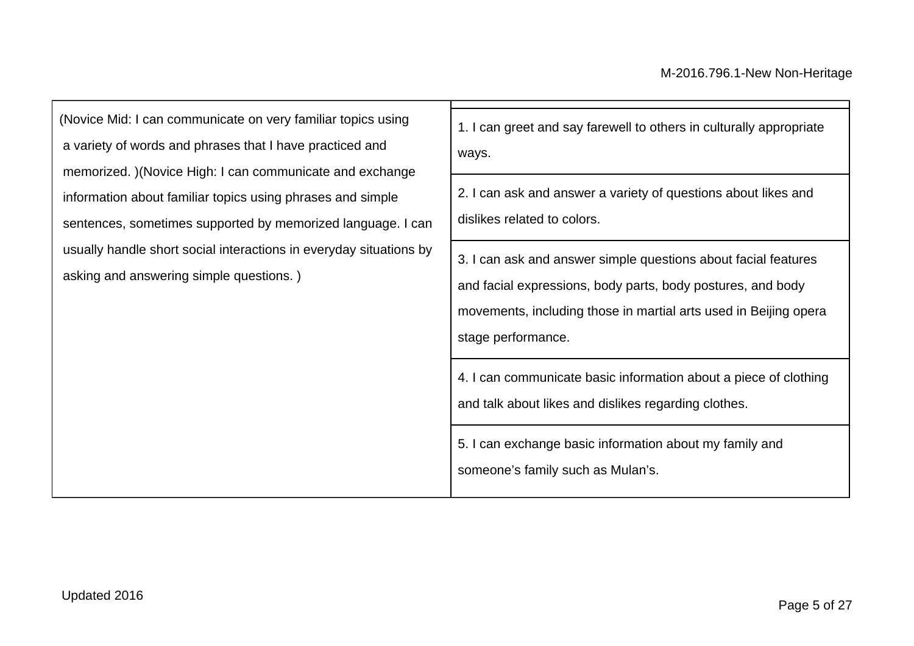| | |
|---|---|
| (Novice Mid: I can communicate on very familiar topics using a variety of words and phrases that I have practiced and memorized. )(Novice High: I can communicate and exchange information about familiar topics using phrases and simple sentences, sometimes supported by memorized language. I can usually handle short social interactions in everyday situations by asking and answering simple questions. ) | 1. I can greet and say farewell to others in culturally appropriate ways. |
| | 2. I can ask and answer a variety of questions about likes and dislikes related to colors. |
| | 3. I can ask and answer simple questions about facial features and facial expressions, body parts, body postures, and body movements, including those in martial arts used in Beijing opera stage performance. |
| | 4. I can communicate basic information about a piece of clothing and talk about likes and dislikes regarding clothes. |
| | 5. I can exchange basic information about my family and someone's family such as Mulan's. |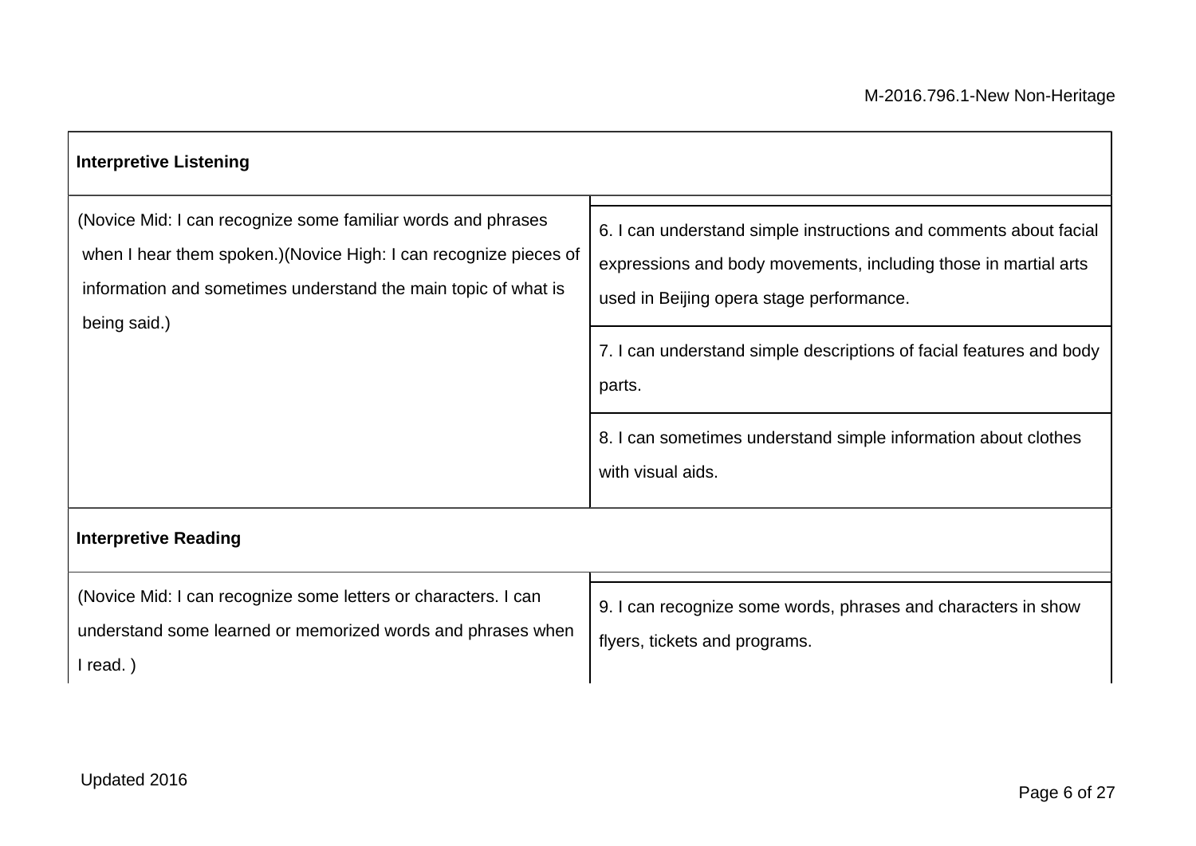| Interpretive Listening | |
|---|---|
| (Novice Mid: I can recognize some familiar words and phrases when I hear them spoken.)(Novice High: I can recognize pieces of information and sometimes understand the main topic of what is being said.) | 6. I can understand simple instructions and comments about facial expressions and body movements, including those in martial arts used in Beijing opera stage performance. |
| | 7. I can understand simple descriptions of facial features and body parts. |
| | 8. I can sometimes understand simple information about clothes with visual aids. |

| Interpretive Reading | |
|---|---|
| (Novice Mid: I can recognize some letters or characters. I can understand some learned or memorized words and phrases when I read. ) | 9. I can recognize some words, phrases and characters in show flyers, tickets and programs. |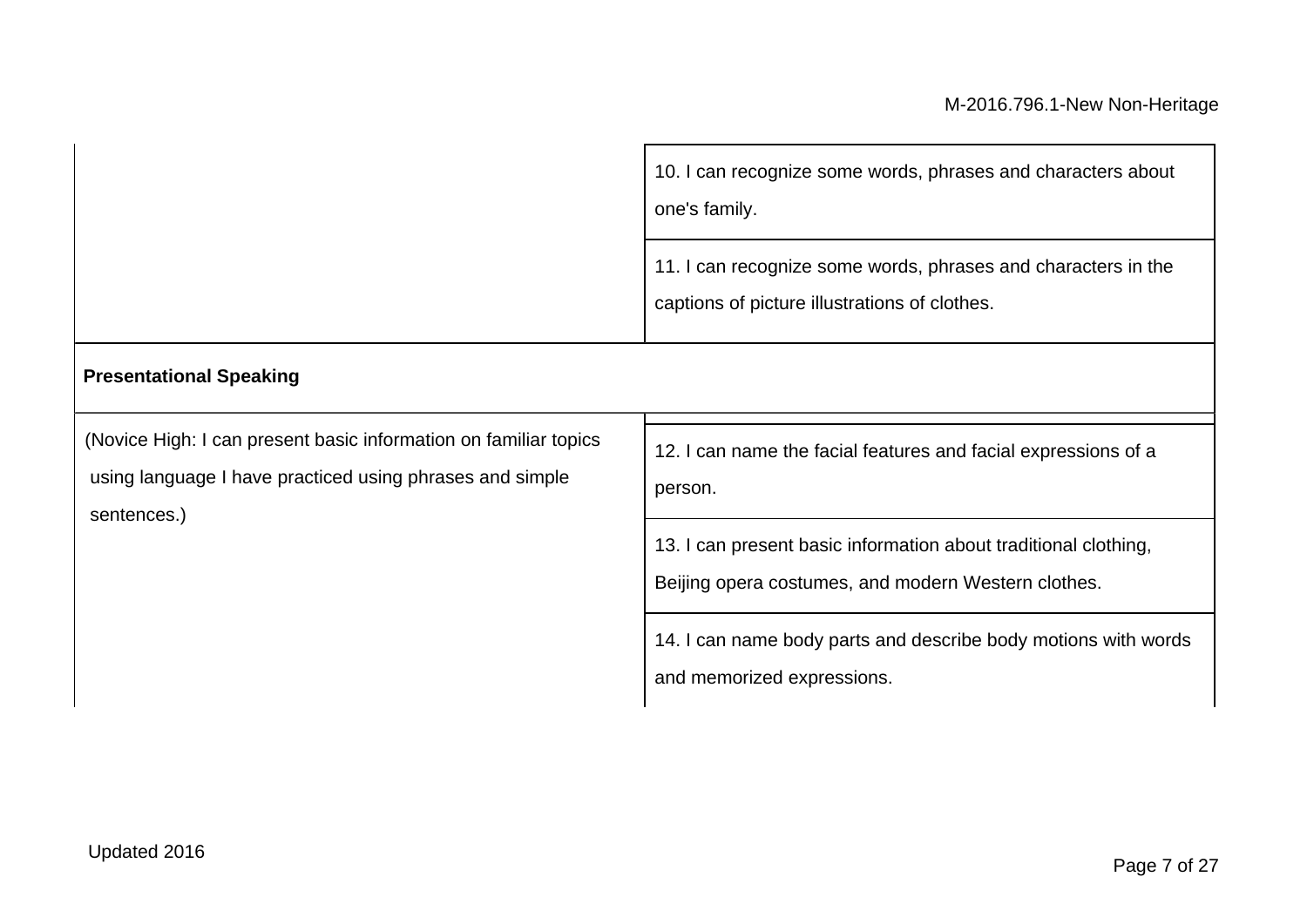| | |
|---|---|
| | 10. I can recognize some words, phrases and characters about one's family. |
| | 11. I can recognize some words, phrases and characters in the captions of picture illustrations of clothes. |
| **Presentational Speaking** | |
| (Novice High: I can present basic information on familiar topics using language I have practiced using phrases and simple sentences.) | 12. I can name the facial features and facial expressions of a person. |
| | 13. I can present basic information about traditional clothing, Beijing opera costumes, and modern Western clothes. |
| | 14. I can name body parts and describe body motions with words and memorized expressions. |

Updated 2016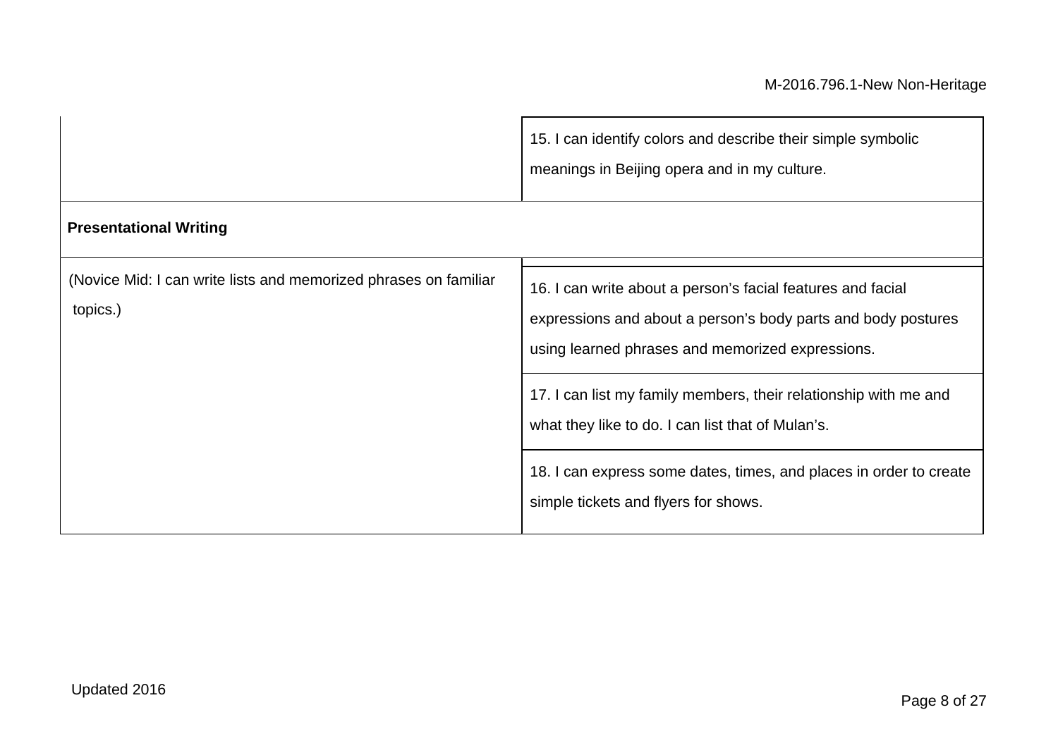| | |
|---|---|
| | 15. I can identify colors and describe their simple symbolic meanings in Beijing opera and in my culture. |
| **Presentational Writing** | |
| (Novice Mid: I can write lists and memorized phrases on familiar topics.) | 16. I can write about a person's facial features and facial expressions and about a person's body parts and body postures using learned phrases and memorized expressions. |
| | 17. I can list my family members, their relationship with me and what they like to do. I can list that of Mulan's. |
| | 18. I can express some dates, times, and places in order to create simple tickets and flyers for shows. |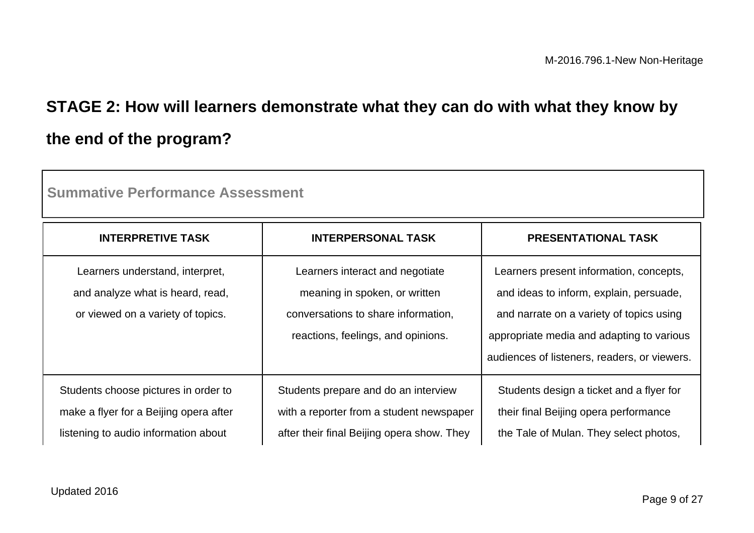## STAGE 2: How will learners demonstrate what they can do with what they know by the end of the program?

**Summative Performance Assessment**

| INTERPRETIVE TASK | INTERPERSONAL TASK | PRESENTATIONAL TASK |
|---|---|---|
| Learners understand, interpret, and analyze what is heard, read, or viewed on a variety of topics. | Learners interact and negotiate meaning in spoken, or written conversations to share information, reactions, feelings, and opinions. | Learners present information, concepts, and ideas to inform, explain, persuade, and narrate on a variety of topics using appropriate media and adapting to various audiences of listeners, readers, or viewers. |
| Students choose pictures in order to make a flyer for a Beijing opera after listening to audio information about | Students prepare and do an interview with a reporter from a student newspaper after their final Beijing opera show. They | Students design a ticket and a flyer for their final Beijing opera performance the Tale of Mulan. They select photos, |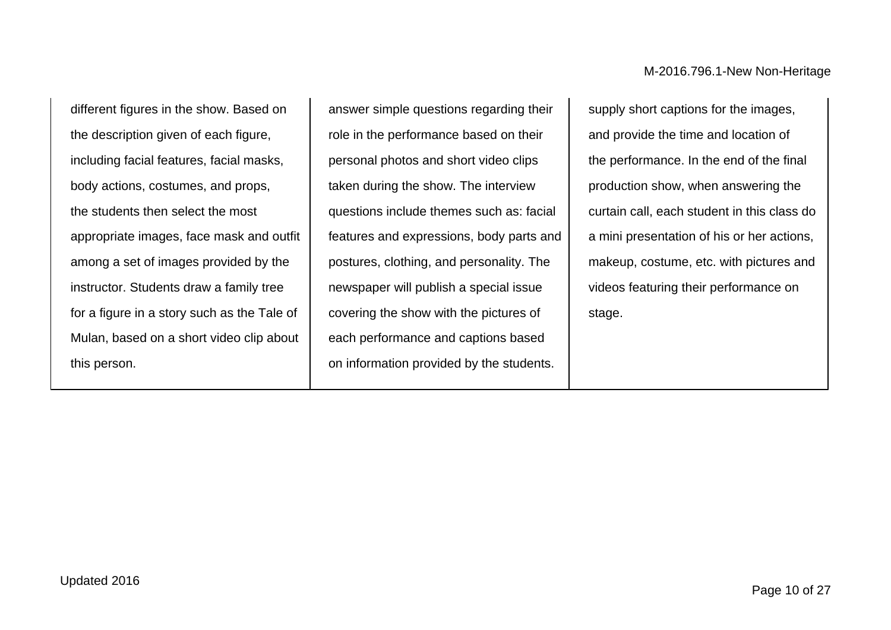| | | |
|---|---|---|
| different figures in the show. Based on the description given of each figure, including facial features, facial masks, body actions, costumes, and props, the students then select the most appropriate images, face mask and outfit among a set of images provided by the instructor. Students draw a family tree for a figure in a story such as the Tale of Mulan, based on a short video clip about this person. | answer simple questions regarding their role in the performance based on their personal photos and short video clips taken during the show. The interview questions include themes such as: facial features and expressions, body parts and postures, clothing, and personality. The newspaper will publish a special issue covering the show with the pictures of each performance and captions based on information provided by the students. | supply short captions for the images, and provide the time and location of the performance. In the end of the final production show, when answering the curtain call, each student in this class do a mini presentation of his or her actions, makeup, costume, etc. with pictures and videos featuring their performance on stage. |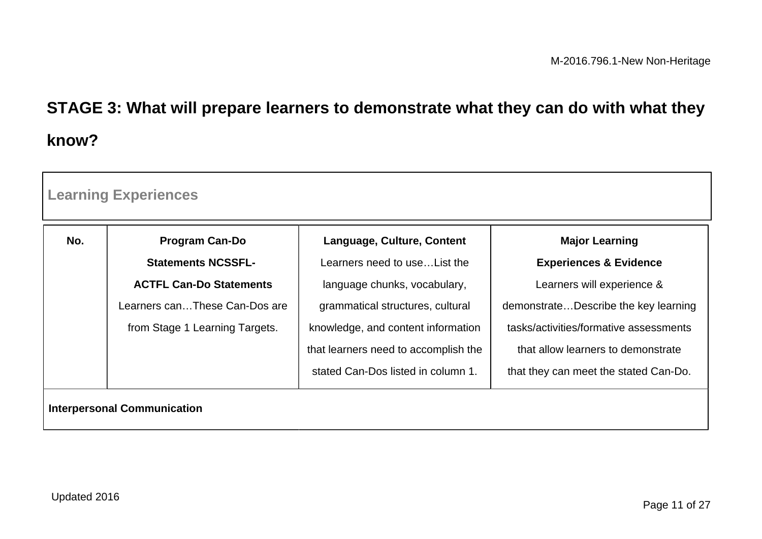## STAGE 3: What will prepare learners to demonstrate what they can do with what they know?

**Learning Experiences**

| No. | **Program Can-Do Statements NCSSFL-ACTFL Can-Do Statements** Learners can…These Can-Dos are from Stage 1 Learning Targets. | **Language, Culture, Content** Learners need to use…List the language chunks, vocabulary, grammatical structures, cultural knowledge, and content information that learners need to accomplish the stated Can-Dos listed in column 1. | **Major Learning Experiences & Evidence** Learners will experience & demonstrate…Describe the key learning tasks/activities/formative assessments that allow learners to demonstrate that they can meet the stated Can-Do. |
|---|---|---|---|
| **Interpersonal Communication** | | | |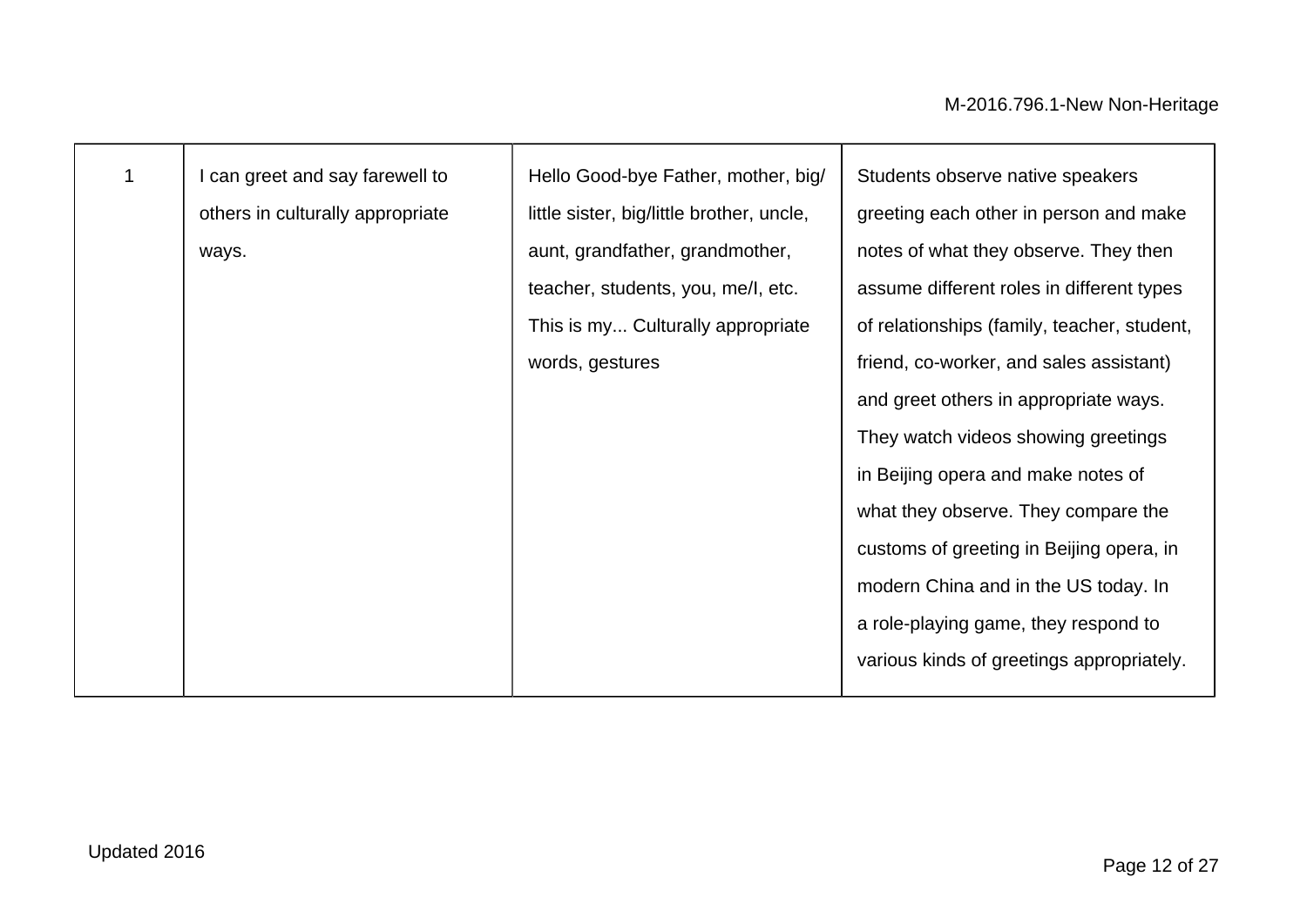| | | | |
|---|---|---|---|
| 1 | I can greet and say farewell to others in culturally appropriate ways. | Hello Good-bye Father, mother, big/little sister, big/little brother, uncle, aunt, grandfather, grandmother, teacher, students, you, me/I, etc. This is my... Culturally appropriate words, gestures | Students observe native speakers greeting each other in person and make notes of what they observe. They then assume different roles in different types of relationships (family, teacher, student, friend, co-worker, and sales assistant) and greet others in appropriate ways. They watch videos showing greetings in Beijing opera and make notes of what they observe. They compare the customs of greeting in Beijing opera, in modern China and in the US today. In a role-playing game, they respond to various kinds of greetings appropriately. |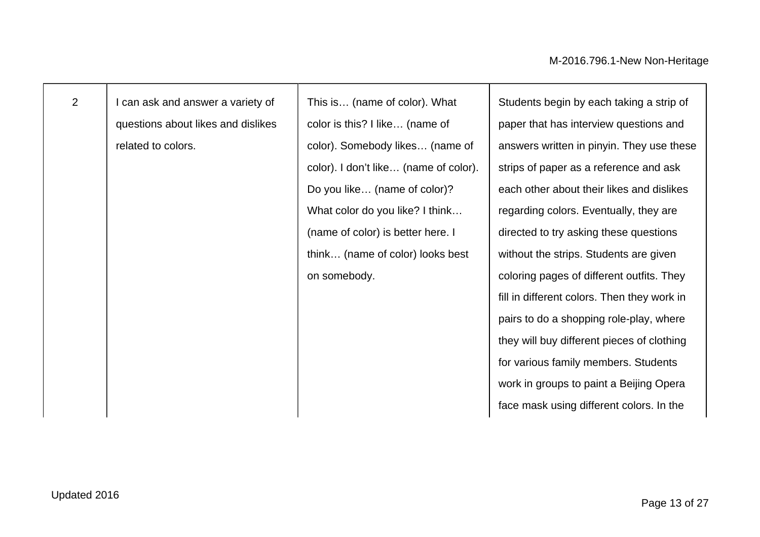| | | | |
|---|---|---|---|
| 2 | I can ask and answer a variety of questions about likes and dislikes related to colors. | This is… (name of color). What color is this? I like… (name of color). Somebody likes… (name of color). I don't like… (name of color). Do you like… (name of color)? What color do you like? I think… (name of color) is better here. I think… (name of color) looks best on somebody. | Students begin by each taking a strip of paper that has interview questions and answers written in pinyin. They use these strips of paper as a reference and ask each other about their likes and dislikes regarding colors. Eventually, they are directed to try asking these questions without the strips. Students are given coloring pages of different outfits. They fill in different colors. Then they work in pairs to do a shopping role-play, where they will buy different pieces of clothing for various family members. Students work in groups to paint a Beijing Opera face mask using different colors. In the |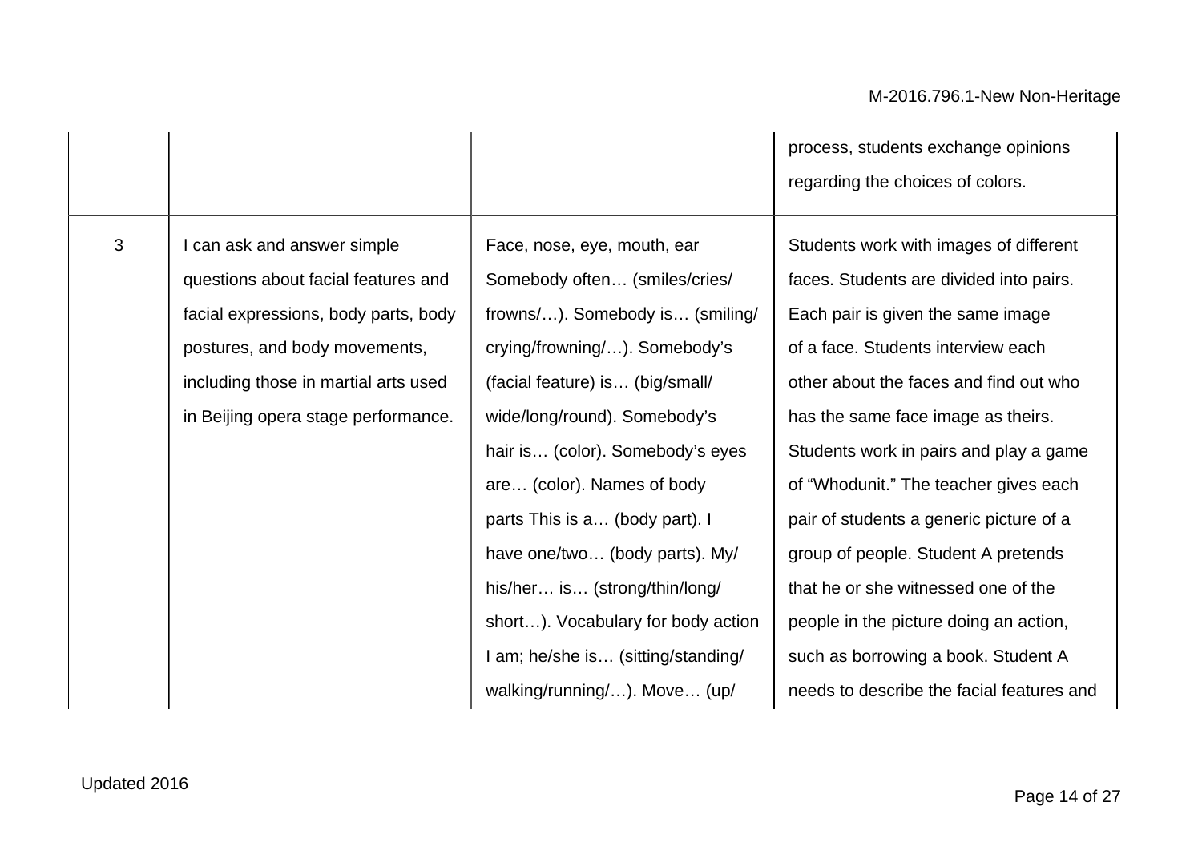| | | | |
|---|---|---|---|
| | | | process, students exchange opinions regarding the choices of colors. |
| 3 | I can ask and answer simple questions about facial features and facial expressions, body parts, body postures, and body movements, including those in martial arts used in Beijing opera stage performance. | Face, nose, eye, mouth, ear Somebody often… (smiles/cries/frowns/…). Somebody is… (smiling/crying/frowning/…). Somebody’s (facial feature) is… (big/small/wide/long/round). Somebody’s hair is… (color). Somebody’s eyes are… (color). Names of body parts This is a… (body part). I have one/two… (body parts). My/his/her… is… (strong/thin/long/short…). Vocabulary for body action I am; he/she is… (sitting/standing/walking/running/…). Move… (up/ | Students work with images of different faces. Students are divided into pairs. Each pair is given the same image of a face. Students interview each other about the faces and find out who has the same face image as theirs. Students work in pairs and play a game of “Whodunit.” The teacher gives each pair of students a generic picture of a group of people. Student A pretends that he or she witnessed one of the people in the picture doing an action, such as borrowing a book. Student A needs to describe the facial features and |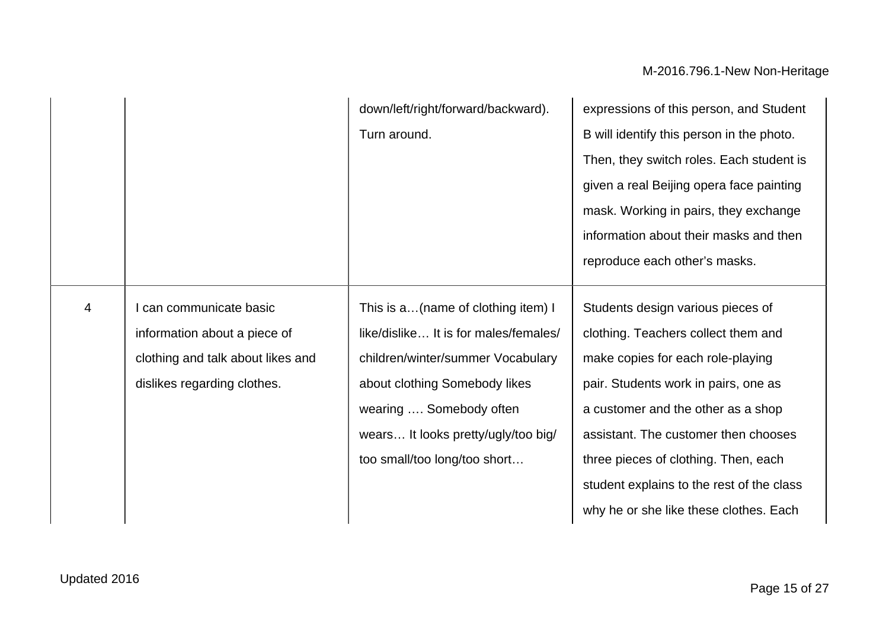| | | | |
|---|---|---|---|
| | | down/left/right/forward/backward). Turn around. | expressions of this person, and Student B will identify this person in the photo. Then, they switch roles. Each student is given a real Beijing opera face painting mask. Working in pairs, they exchange information about their masks and then reproduce each other's masks. |
| 4 | I can communicate basic information about a piece of clothing and talk about likes and dislikes regarding clothes. | This is a…(name of clothing item) I like/dislike… It is for males/females/ children/winter/summer Vocabulary about clothing Somebody likes wearing …. Somebody often wears… It looks pretty/ugly/too big/ too small/too long/too short… | Students design various pieces of clothing. Teachers collect them and make copies for each role-playing pair. Students work in pairs, one as a customer and the other as a shop assistant. The customer then chooses three pieces of clothing. Then, each student explains to the rest of the class why he or she like these clothes. Each |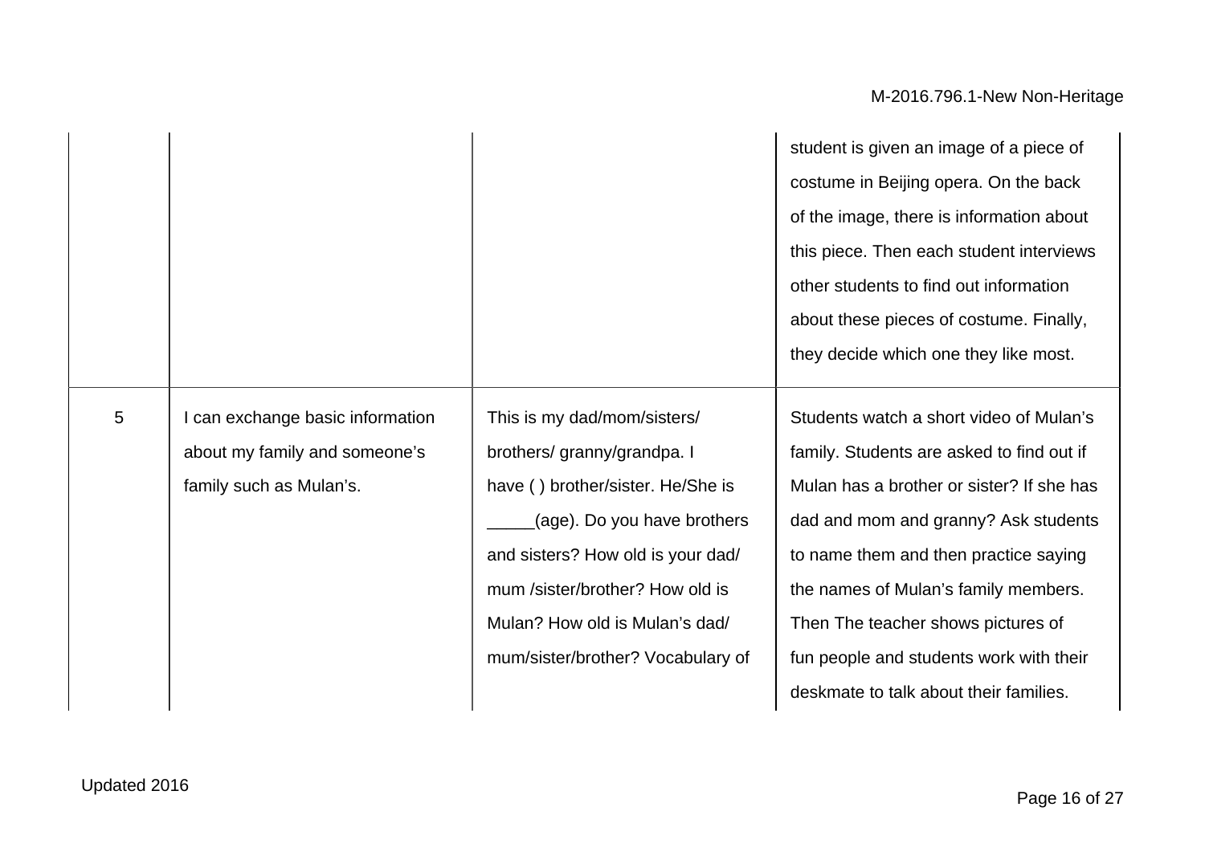| | | | |
|---|---|---|---|
| | | | student is given an image of a piece of costume in Beijing opera. On the back of the image, there is information about this piece. Then each student interviews other students to find out information about these pieces of costume. Finally, they decide which one they like most. |
| 5 | I can exchange basic information about my family and someone's family such as Mulan's. | This is my dad/mom/sisters/ brothers/ granny/grandpa. I have ( ) brother/sister. He/She is _____(age). Do you have brothers and sisters? How old is your dad/ mum /sister/brother? How old is Mulan? How old is Mulan's dad/ mum/sister/brother? Vocabulary of | Students watch a short video of Mulan's family. Students are asked to find out if Mulan has a brother or sister? If she has dad and mom and granny? Ask students to name them and then practice saying the names of Mulan's family members. Then The teacher shows pictures of fun people and students work with their deskmate to talk about their families. |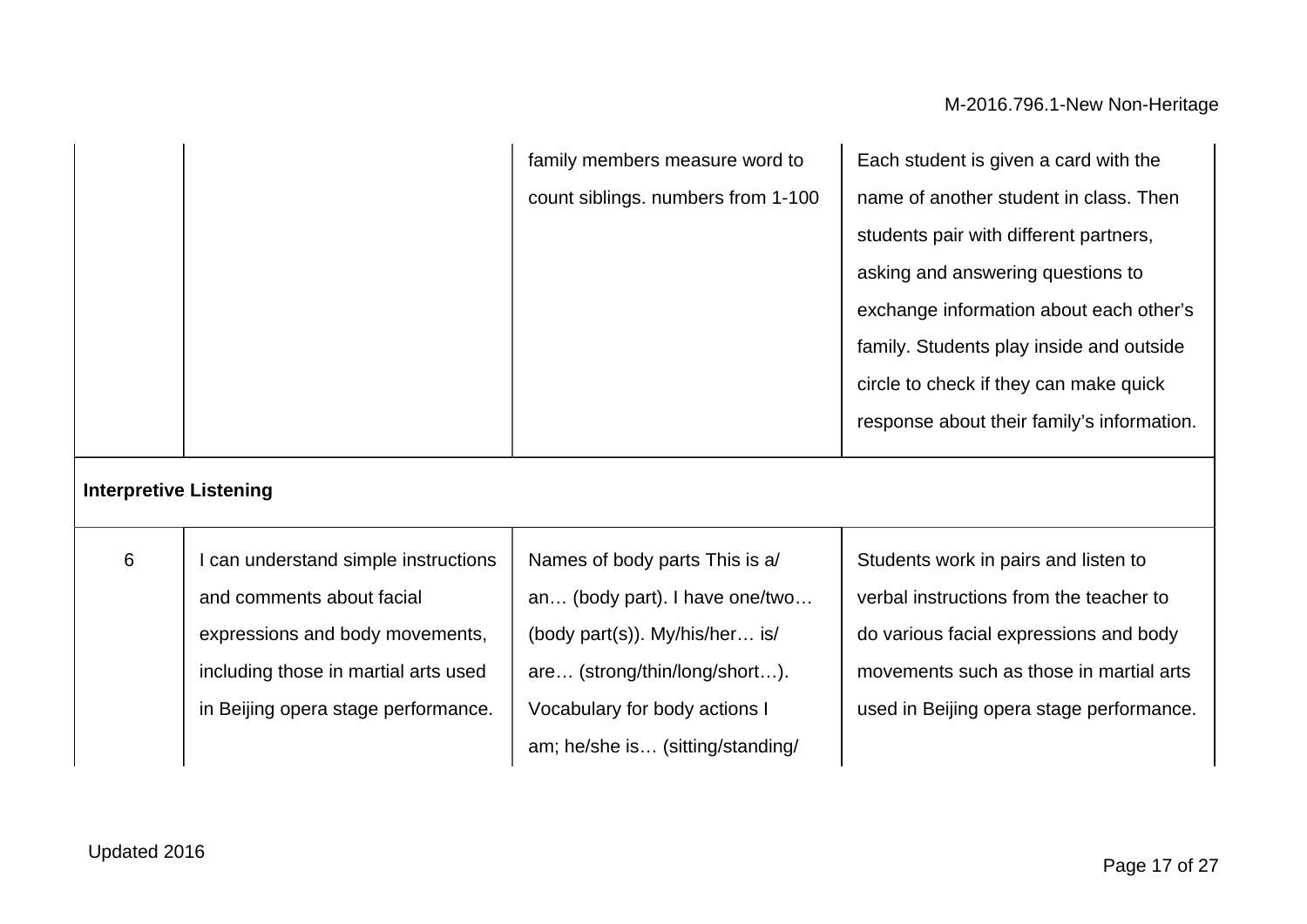| | | | |
|---|---|---|---|
| | | family members measure word to count siblings. numbers from 1-100 | Each student is given a card with the name of another student in class. Then students pair with different partners, asking and answering questions to exchange information about each other's family. Students play inside and outside circle to check if they can make quick response about their family's information. |
| **Interpretive Listening** | | | |
| 6 | I can understand simple instructions and comments about facial expressions and body movements, including those in martial arts used in Beijing opera stage performance. | Names of body parts This is a/ an… (body part). I have one/two… (body part(s)). My/his/her… is/ are… (strong/thin/long/short…). Vocabulary for body actions I am; he/she is… (sitting/standing/ | Students work in pairs and listen to verbal instructions from the teacher to do various facial expressions and body movements such as those in martial arts used in Beijing opera stage performance. |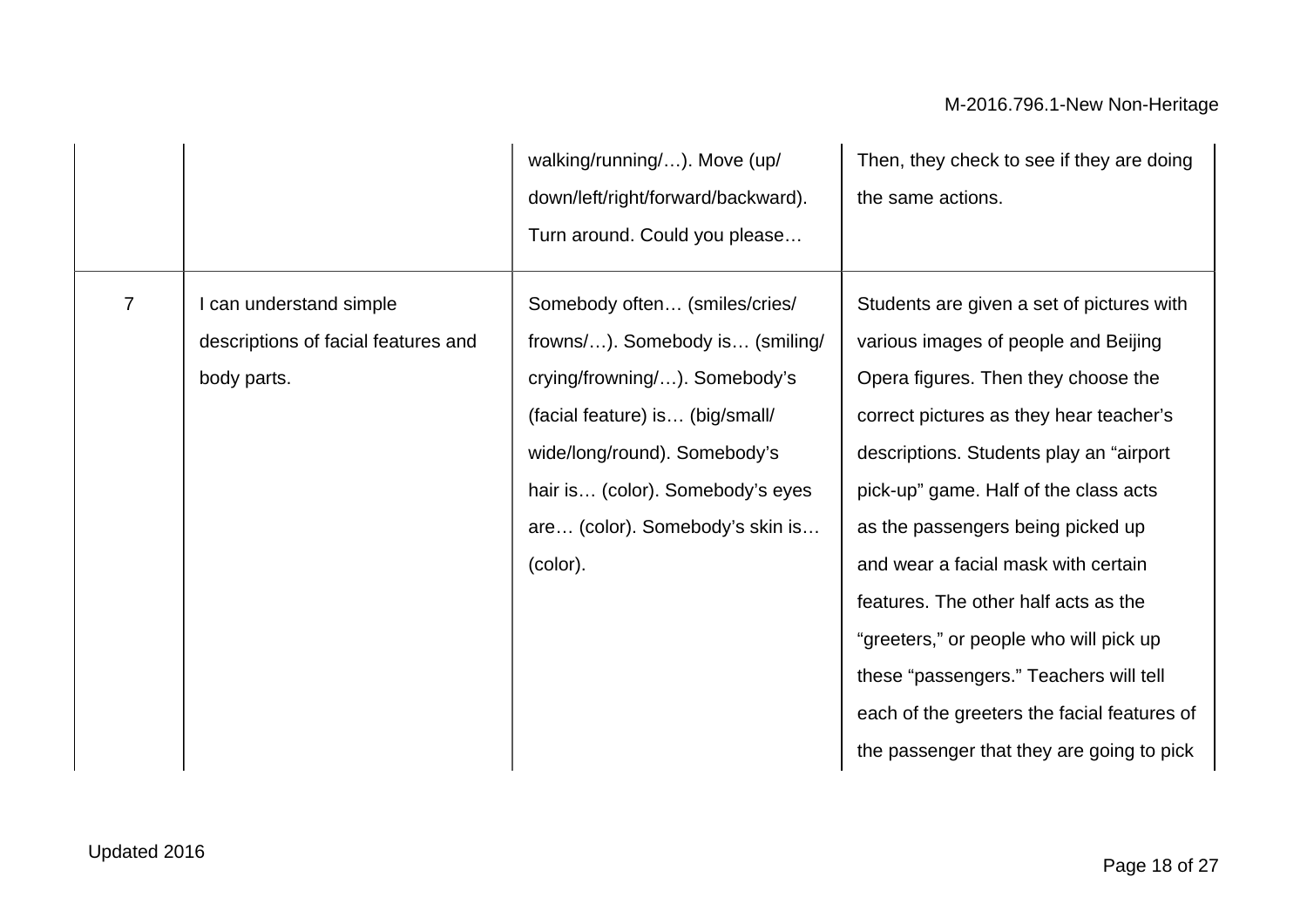| | | | |
|---|---|---|---|
| | | walking/running/…). Move (up/down/left/right/forward/backward). Turn around. Could you please… | Then, they check to see if they are doing the same actions. |
| 7 | I can understand simple descriptions of facial features and body parts. | Somebody often… (smiles/cries/frowns/…). Somebody is… (smiling/crying/frowning/…). Somebody's (facial feature) is… (big/small/wide/long/round). Somebody's hair is… (color). Somebody's eyes are… (color). Somebody's skin is… (color). | Students are given a set of pictures with various images of people and Beijing Opera figures. Then they choose the correct pictures as they hear teacher's descriptions. Students play an "airport pick-up" game. Half of the class acts as the passengers being picked up and wear a facial mask with certain features. The other half acts as the "greeters," or people who will pick up these "passengers." Teachers will tell each of the greeters the facial features of the passenger that they are going to pick |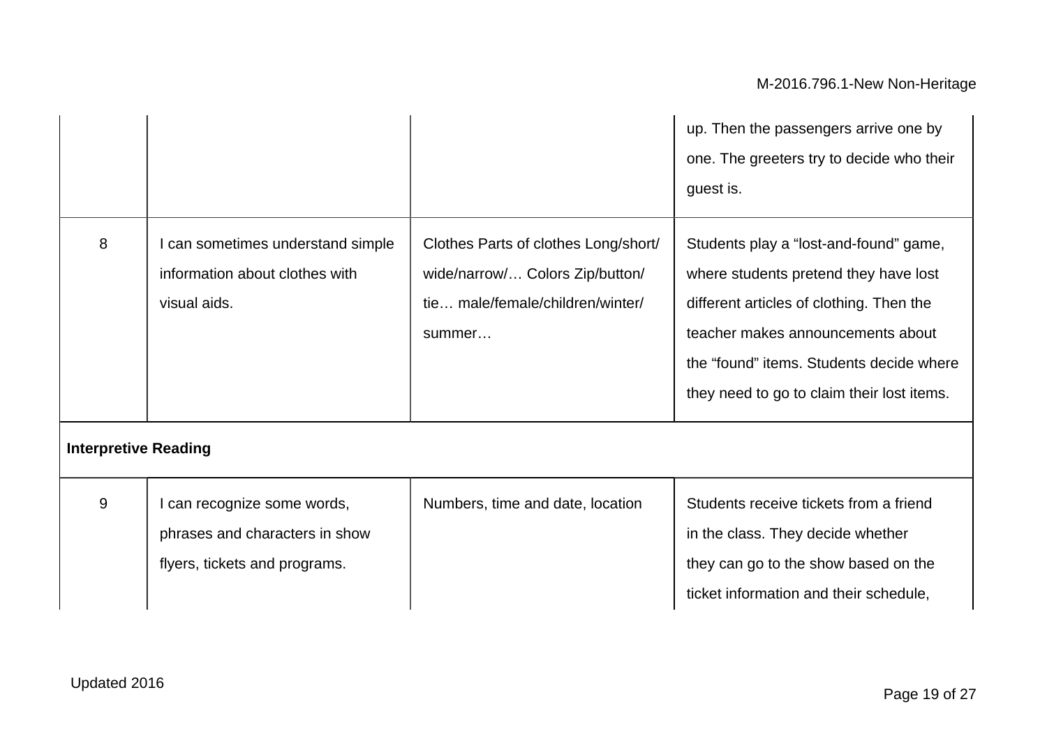| | | | |
|---|---|---|---|
| | | | up. Then the passengers arrive one by one. The greeters try to decide who their guest is. |
| 8 | I can sometimes understand simple information about clothes with visual aids. | Clothes Parts of clothes Long/short/ wide/narrow/… Colors Zip/button/ tie… male/female/children/winter/ summer… | Students play a "lost-and-found" game, where students pretend they have lost different articles of clothing. Then the teacher makes announcements about the "found" items. Students decide where they need to go to claim their lost items. |
| **Interpretive Reading** | | | |
| 9 | I can recognize some words, phrases and characters in show flyers, tickets and programs. | Numbers, time and date, location | Students receive tickets from a friend in the class. They decide whether they can go to the show based on the ticket information and their schedule, |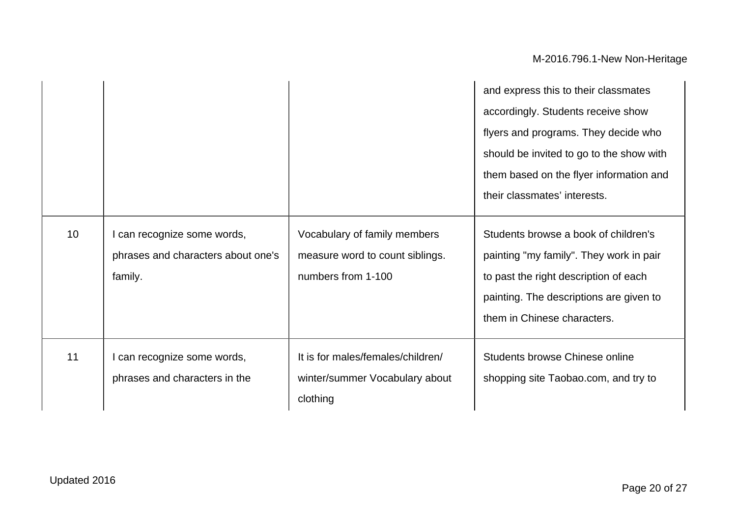| | | | |
|---|---|---|---|
| | | | and express this to their classmates accordingly. Students receive show flyers and programs. They decide who should be invited to go to the show with them based on the flyer information and their classmates' interests. |
| 10 | I can recognize some words, phrases and characters about one's family. | Vocabulary of family members measure word to count siblings. numbers from 1-100 | Students browse a book of children's painting "my family". They work in pair to past the right description of each painting. The descriptions are given to them in Chinese characters. |
| 11 | I can recognize some words, phrases and characters in the | It is for males/females/children/ winter/summer Vocabulary about clothing | Students browse Chinese online shopping site Taobao.com, and try to |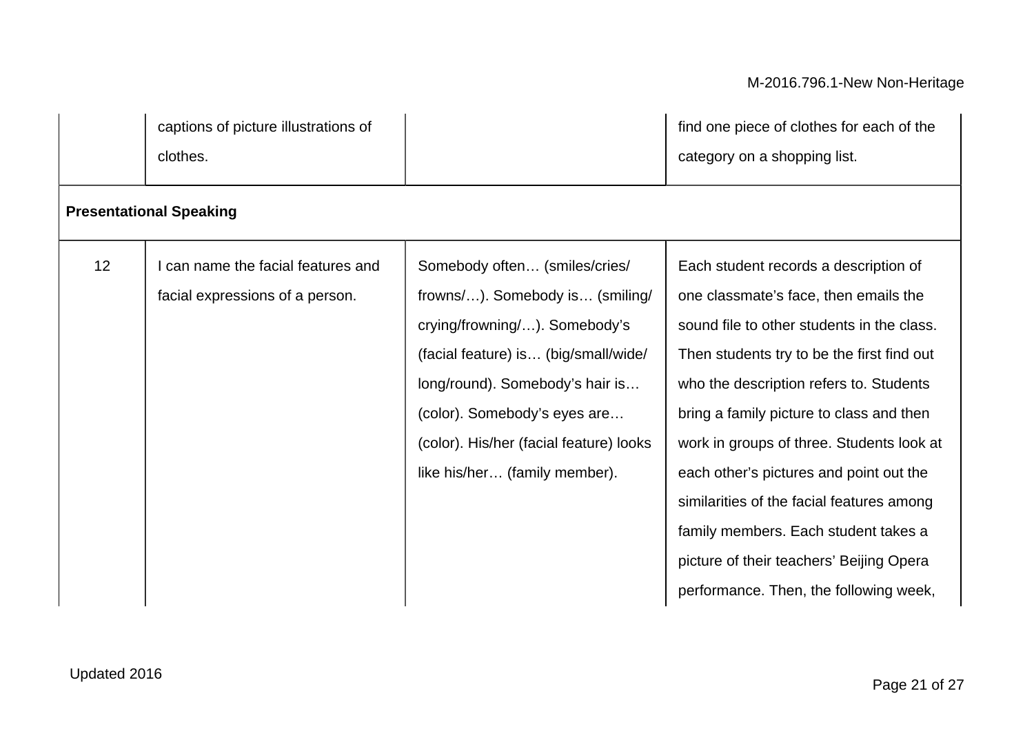| | | | |
|---|---|---|---|
| | captions of picture illustrations of clothes. | | find one piece of clothes for each of the category on a shopping list. |
| **Presentational Speaking** | | | |
| 12 | I can name the facial features and facial expressions of a person. | Somebody often… (smiles/cries/ frowns/…). Somebody is… (smiling/ crying/frowning/…). Somebody's (facial feature) is… (big/small/wide/ long/round). Somebody's hair is… (color). Somebody's eyes are… (color). His/her (facial feature) looks like his/her… (family member). | Each student records a description of one classmate's face, then emails the sound file to other students in the class. Then students try to be the first find out who the description refers to. Students bring a family picture to class and then work in groups of three. Students look at each other's pictures and point out the similarities of the facial features among family members. Each student takes a picture of their teachers' Beijing Opera performance. Then, the following week, |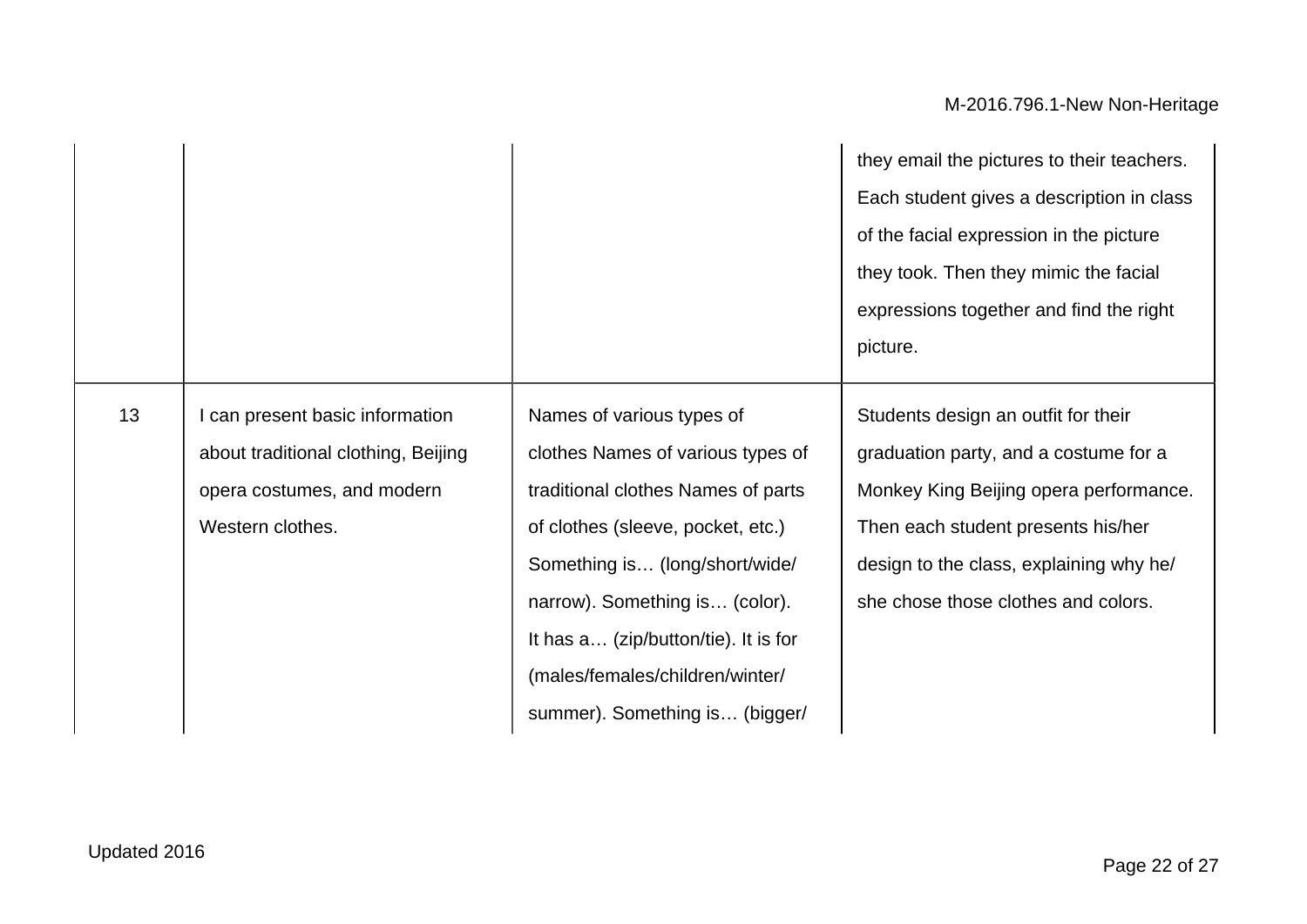| | | | |
|---|---|---|---|
| | | | they email the pictures to their teachers. Each student gives a description in class of the facial expression in the picture they took. Then they mimic the facial expressions together and find the right picture. |
| 13 | I can present basic information about traditional clothing, Beijing opera costumes, and modern Western clothes. | Names of various types of clothes Names of various types of traditional clothes Names of parts of clothes (sleeve, pocket, etc.) Something is… (long/short/wide/narrow). Something is… (color). It has a… (zip/button/tie). It is for (males/females/children/winter/summer). Something is… (bigger/ | Students design an outfit for their graduation party, and a costume for a Monkey King Beijing opera performance. Then each student presents his/her design to the class, explaining why he/she chose those clothes and colors. |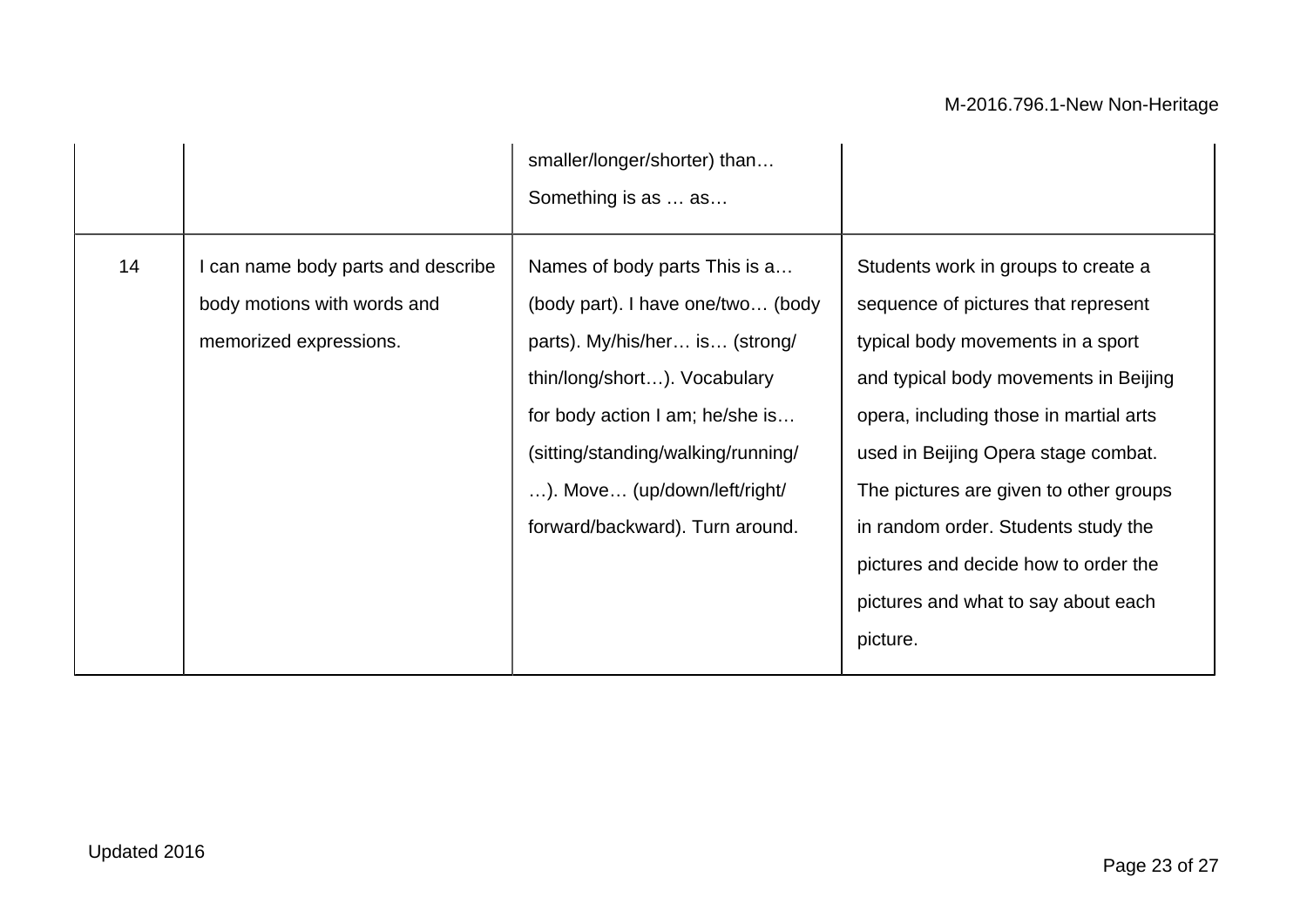| | | | |
|---|---|---|---|
| | | smaller/longer/shorter) than… Something is as … as… | |
| 14 | I can name body parts and describe body motions with words and memorized expressions. | Names of body parts This is a… (body part). I have one/two… (body parts). My/his/her… is… (strong/ thin/long/short…). Vocabulary for body action I am; he/she is… (sitting/standing/walking/running/ …). Move… (up/down/left/right/ forward/backward). Turn around. | Students work in groups to create a sequence of pictures that represent typical body movements in a sport and typical body movements in Beijing opera, including those in martial arts used in Beijing Opera stage combat. The pictures are given to other groups in random order. Students study the pictures and decide how to order the pictures and what to say about each picture. |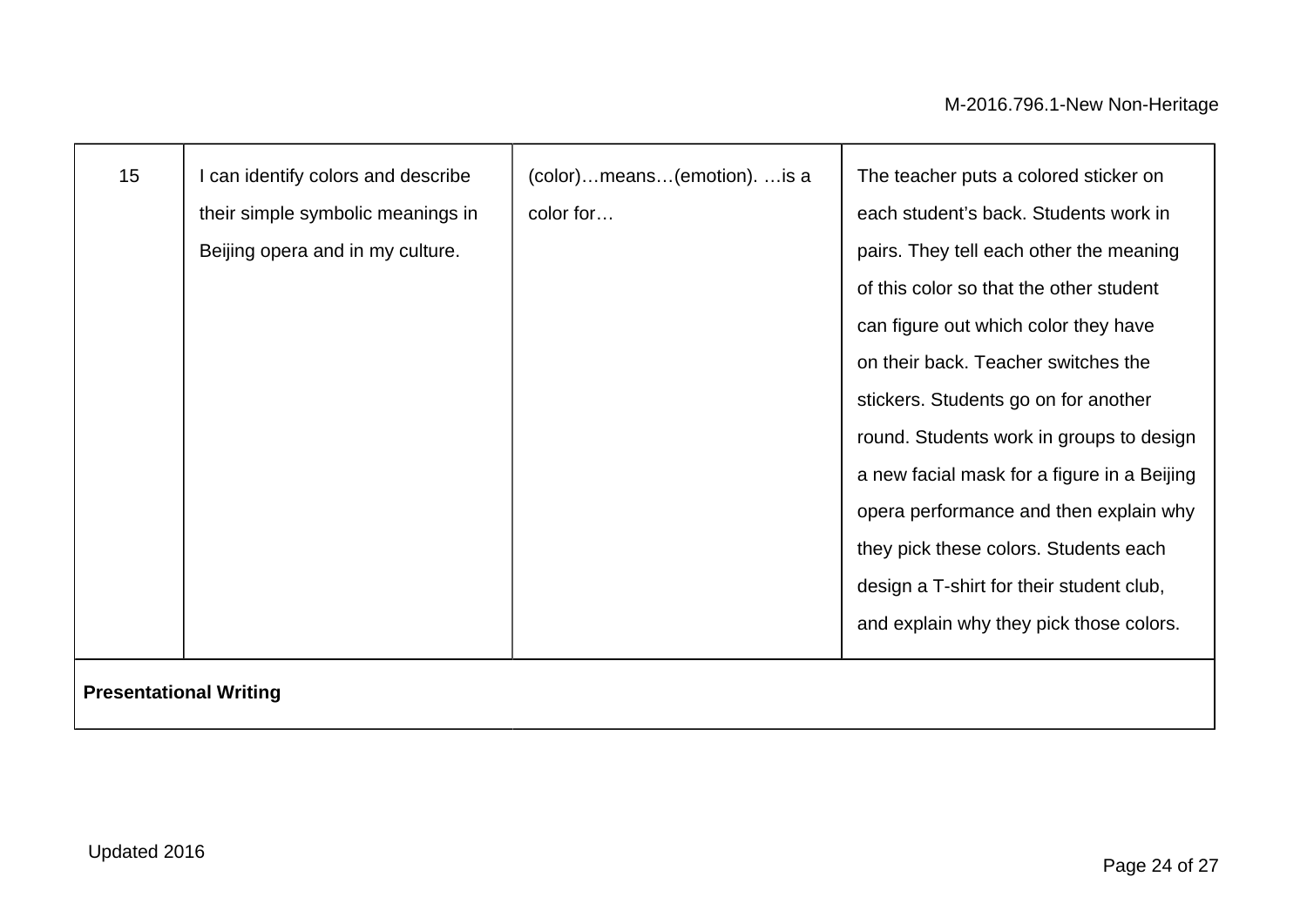| | | | |
|---|---|---|---|
| 15 | I can identify colors and describe their simple symbolic meanings in Beijing opera and in my culture. | (color)…means…(emotion). …is a color for… | The teacher puts a colored sticker on each student's back. Students work in pairs. They tell each other the meaning of this color so that the other student can figure out which color they have on their back. Teacher switches the stickers. Students go on for another round. Students work in groups to design a new facial mask for a figure in a Beijing opera performance and then explain why they pick these colors. Students each design a T-shirt for their student club, and explain why they pick those colors. |
| **Presentational Writing** | | | |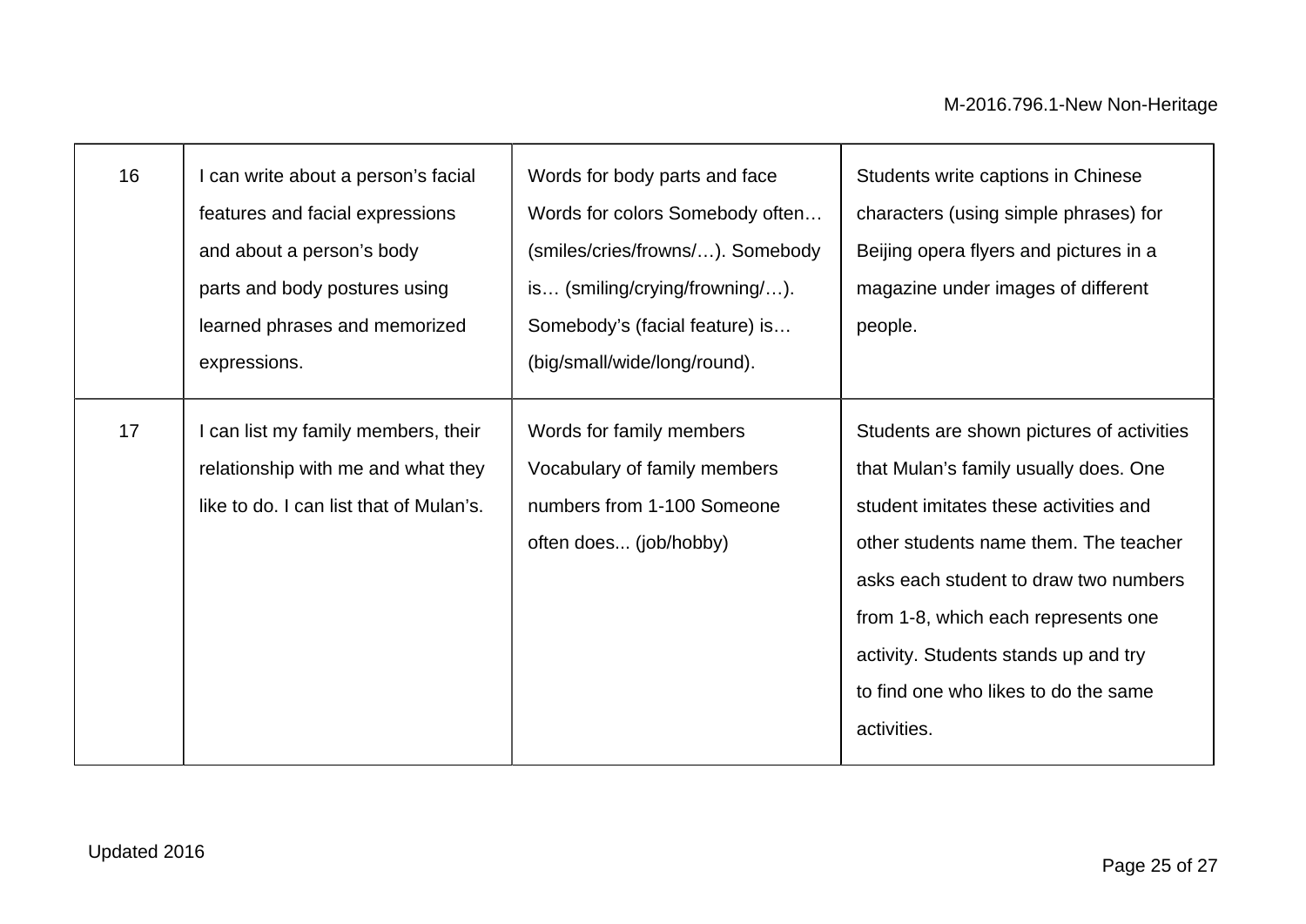| 16 | I can write about a person's facial features and facial expressions and about a person's body parts and body postures using learned phrases and memorized expressions. | Words for body parts and face Words for colors Somebody often… (smiles/cries/frowns/…). Somebody is… (smiling/crying/frowning/…). Somebody's (facial feature) is… (big/small/wide/long/round). | Students write captions in Chinese characters (using simple phrases) for Beijing opera flyers and pictures in a magazine under images of different people. |
|---|---|---|---|
| 17 | I can list my family members, their relationship with me and what they like to do. I can list that of Mulan's. | Words for family members Vocabulary of family members numbers from 1-100 Someone often does... (job/hobby) | Students are shown pictures of activities that Mulan's family usually does. One student imitates these activities and other students name them. The teacher asks each student to draw two numbers from 1-8, which each represents one activity. Students stands up and try to find one who likes to do the same activities. |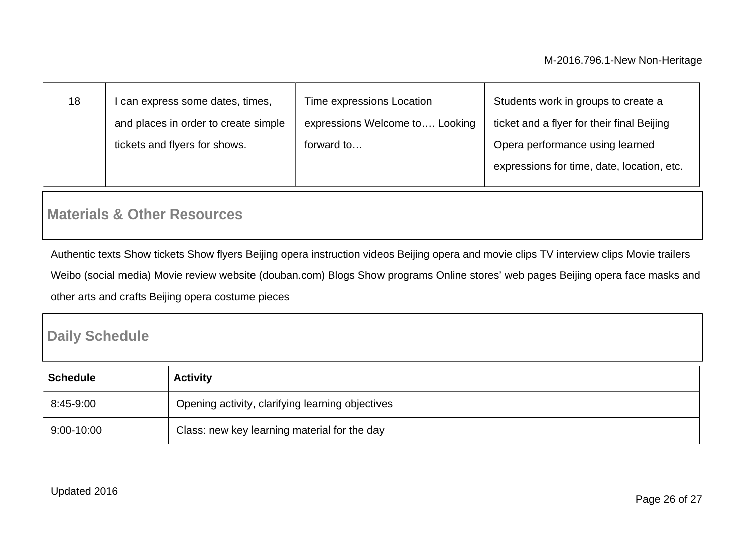| 18 | I can express some dates, times, and places in order to create simple tickets and flyers for shows. | Time expressions Location expressions Welcome to…. Looking forward to… | Students work in groups to create a ticket and a flyer for their final Beijing Opera performance using learned expressions for time, date, location, etc. |
|---|---|---|---|

## Materials & Other Resources

Authentic texts Show tickets Show flyers Beijing opera instruction videos Beijing opera and movie clips TV interview clips Movie trailers Weibo (social media) Movie review website (douban.com) Blogs Show programs Online stores' web pages Beijing opera face masks and other arts and crafts Beijing opera costume pieces

## Daily Schedule

| Schedule | Activity |
|---|---|
| 8:45-9:00 | Opening activity, clarifying learning objectives |
| 9:00-10:00 | Class: new key learning material for the day |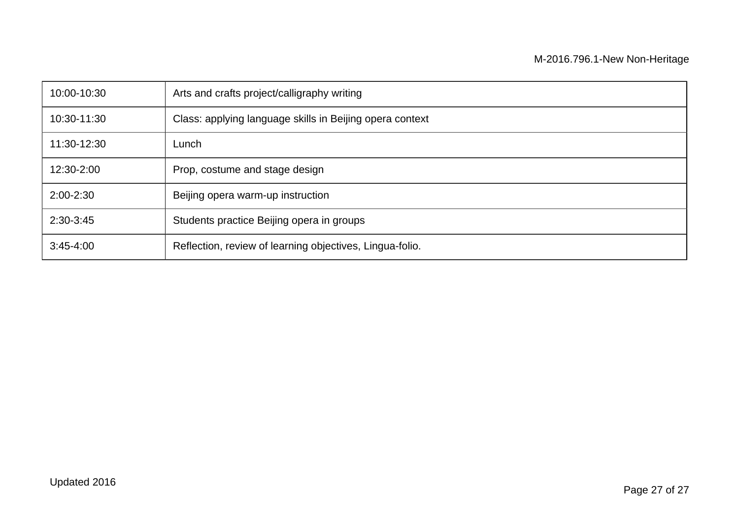| | |
|---|---|
| 10:00-10:30 | Arts and crafts project/calligraphy writing |
| 10:30-11:30 | Class: applying language skills in Beijing opera context |
| 11:30-12:30 | Lunch |
| 12:30-2:00 | Prop, costume and stage design |
| 2:00-2:30 | Beijing opera warm-up instruction |
| 2:30-3:45 | Students practice Beijing opera in groups |
| 3:45-4:00 | Reflection, review of learning objectives, Lingua-folio. |